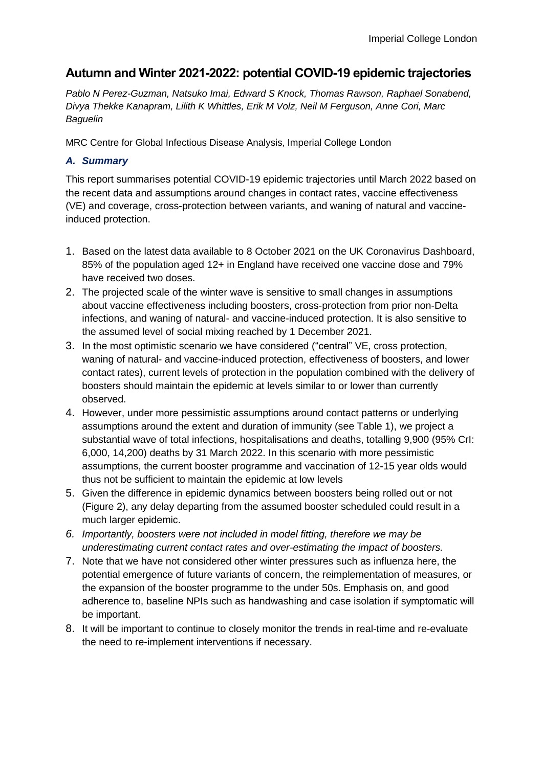Imperial College London

# Autumn and Winter 2021-2022: potential COVID-19 epidemic trajectories

*Pablo N Perez-Guzman, Natsuko Imai, Edward S Knock, Thomas Rawson, Raphael Sonabend, Divya Thekke Kanapram, Lilith K Whittles, Erik M Volz, Neil M Ferguson, Anne Cori, Marc Baguelin*

MRC Centre for Global Infectious Disease Analysis, Imperial College London

## *A. Summary*

This report summarises potential COVID-19 epidemic trajectories until March 2022 based on the recent data and assumptions around changes in contact rates, vaccine effectiveness (VE) and coverage, cross-protection between variants, and waning of natural and vaccine-induced protection.

1. Based on the latest data available to 8 October 2021 on the UK Coronavirus Dashboard, 85% of the population aged 12+ in England have received one vaccine dose and 79% have received two doses.
2. The projected scale of the winter wave is sensitive to small changes in assumptions about vaccine effectiveness including boosters, cross-protection from prior non-Delta infections, and waning of natural- and vaccine-induced protection. It is also sensitive to the assumed level of social mixing reached by 1 December 2021.
3. In the most optimistic scenario we have considered ("central" VE, cross protection, waning of natural- and vaccine-induced protection, effectiveness of boosters, and lower contact rates), current levels of protection in the population combined with the delivery of boosters should maintain the epidemic at levels similar to or lower than currently observed.
4. However, under more pessimistic assumptions around contact patterns or underlying assumptions around the extent and duration of immunity (see Table 1), we project a substantial wave of total infections, hospitalisations and deaths, totalling 9,900 (95% CrI: 6,000, 14,200) deaths by 31 March 2022. In this scenario with more pessimistic assumptions, the current booster programme and vaccination of 12-15 year olds would thus not be sufficient to maintain the epidemic at low levels
5. Given the difference in epidemic dynamics between boosters being rolled out or not (Figure 2), any delay departing from the assumed booster scheduled could result in a much larger epidemic.
6. *Importantly, boosters were not included in model fitting, therefore we may be underestimating current contact rates and over-estimating the impact of boosters.*
7. Note that we have not considered other winter pressures such as influenza here, the potential emergence of future variants of concern, the reimplementation of measures, or the expansion of the booster programme to the under 50s. Emphasis on, and good adherence to, baseline NPIs such as handwashing and case isolation if symptomatic will be important.
8. It will be important to continue to closely monitor the trends in real-time and re-evaluate the need to re-implement interventions if necessary.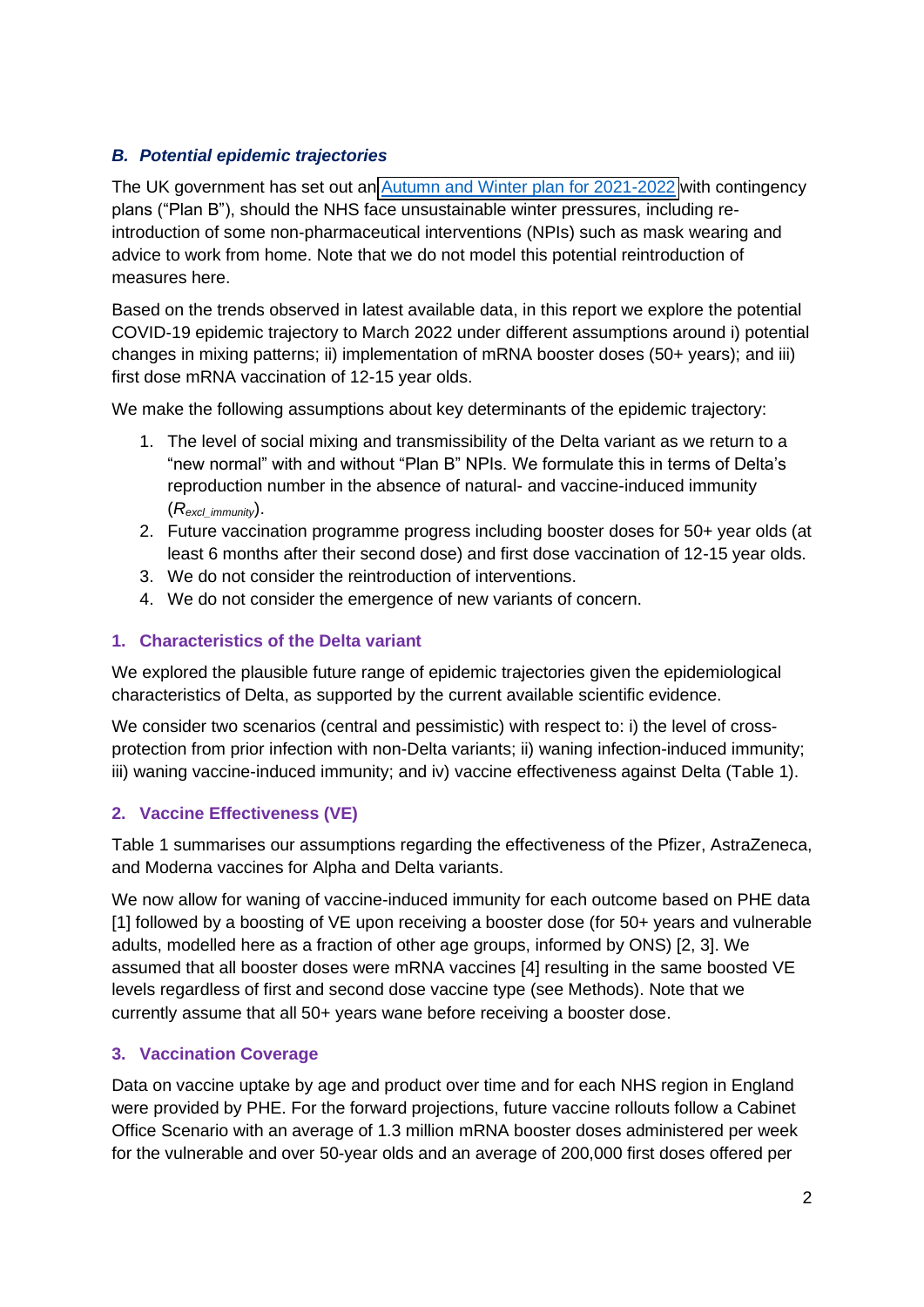### *B. Potential epidemic trajectories*

The UK government has set out an Autumn and Winter plan for 2021-2022 with contingency plans ("Plan B"), should the NHS face unsustainable winter pressures, including re-introduction of some non-pharmaceutical interventions (NPIs) such as mask wearing and advice to work from home. Note that we do not model this potential reintroduction of measures here.

Based on the trends observed in latest available data, in this report we explore the potential COVID-19 epidemic trajectory to March 2022 under different assumptions around i) potential changes in mixing patterns; ii) implementation of mRNA booster doses (50+ years); and iii) first dose mRNA vaccination of 12-15 year olds.

We make the following assumptions about key determinants of the epidemic trajectory:

1. The level of social mixing and transmissibility of the Delta variant as we return to a "new normal" with and without "Plan B" NPIs. We formulate this in terms of Delta's reproduction number in the absence of natural- and vaccine-induced immunity ($R_{excl\_immunity}$).
2. Future vaccination programme progress including booster doses for 50+ year olds (at least 6 months after their second dose) and first dose vaccination of 12-15 year olds.
3. We do not consider the reintroduction of interventions.
4. We do not consider the emergence of new variants of concern.

#### 1. Characteristics of the Delta variant

We explored the plausible future range of epidemic trajectories given the epidemiological characteristics of Delta, as supported by the current available scientific evidence.

We consider two scenarios (central and pessimistic) with respect to: i) the level of cross-protection from prior infection with non-Delta variants; ii) waning infection-induced immunity; iii) waning vaccine-induced immunity; and iv) vaccine effectiveness against Delta (Table 1).

#### 2. Vaccine Effectiveness (VE)

Table 1 summarises our assumptions regarding the effectiveness of the Pfizer, AstraZeneca, and Moderna vaccines for Alpha and Delta variants.

We now allow for waning of vaccine-induced immunity for each outcome based on PHE data [1] followed by a boosting of VE upon receiving a booster dose (for 50+ years and vulnerable adults, modelled here as a fraction of other age groups, informed by ONS) [2, 3]. We assumed that all booster doses were mRNA vaccines [4] resulting in the same boosted VE levels regardless of first and second dose vaccine type (see Methods). Note that we currently assume that all 50+ years wane before receiving a booster dose.

#### 3. Vaccination Coverage

Data on vaccine uptake by age and product over time and for each NHS region in England were provided by PHE. For the forward projections, future vaccine rollouts follow a Cabinet Office Scenario with an average of 1.3 million mRNA booster doses administered per week for the vulnerable and over 50-year olds and an average of 200,000 first doses offered per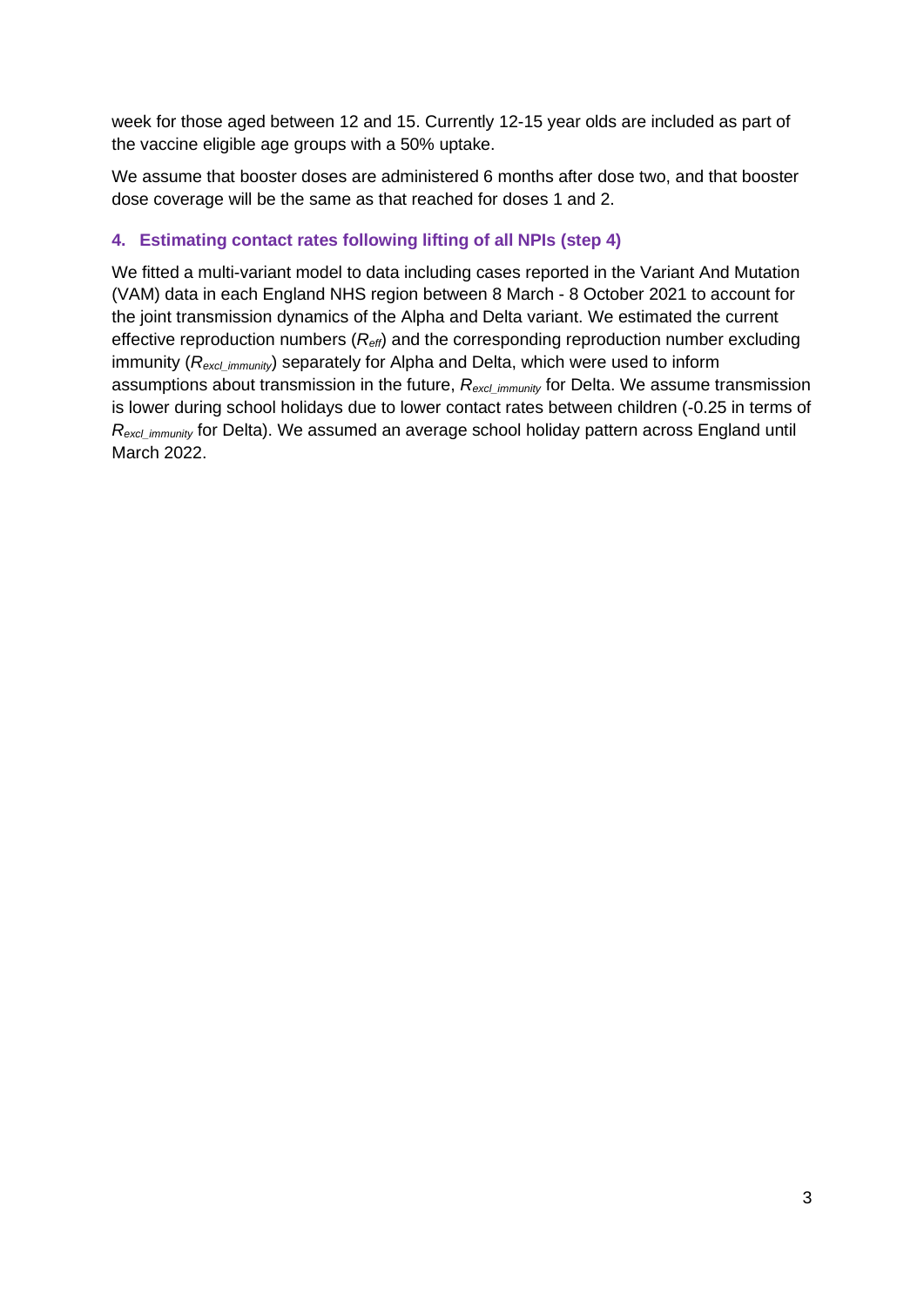week for those aged between 12 and 15. Currently 12-15 year olds are included as part of the vaccine eligible age groups with a 50% uptake.

We assume that booster doses are administered 6 months after dose two, and that booster dose coverage will be the same as that reached for doses 1 and 2.

### 4. Estimating contact rates following lifting of all NPIs (step 4)

We fitted a multi-variant model to data including cases reported in the Variant And Mutation (VAM) data in each England NHS region between 8 March - 8 October 2021 to account for the joint transmission dynamics of the Alpha and Delta variant. We estimated the current effective reproduction numbers ($R_{eff}$) and the corresponding reproduction number excluding immunity ($R_{excl\_immunity}$) separately for Alpha and Delta, which were used to inform assumptions about transmission in the future, $R_{excl\_immunity}$ for Delta. We assume transmission is lower during school holidays due to lower contact rates between children (-0.25 in terms of $R_{excl\_immunity}$ for Delta). We assumed an average school holiday pattern across England until March 2022.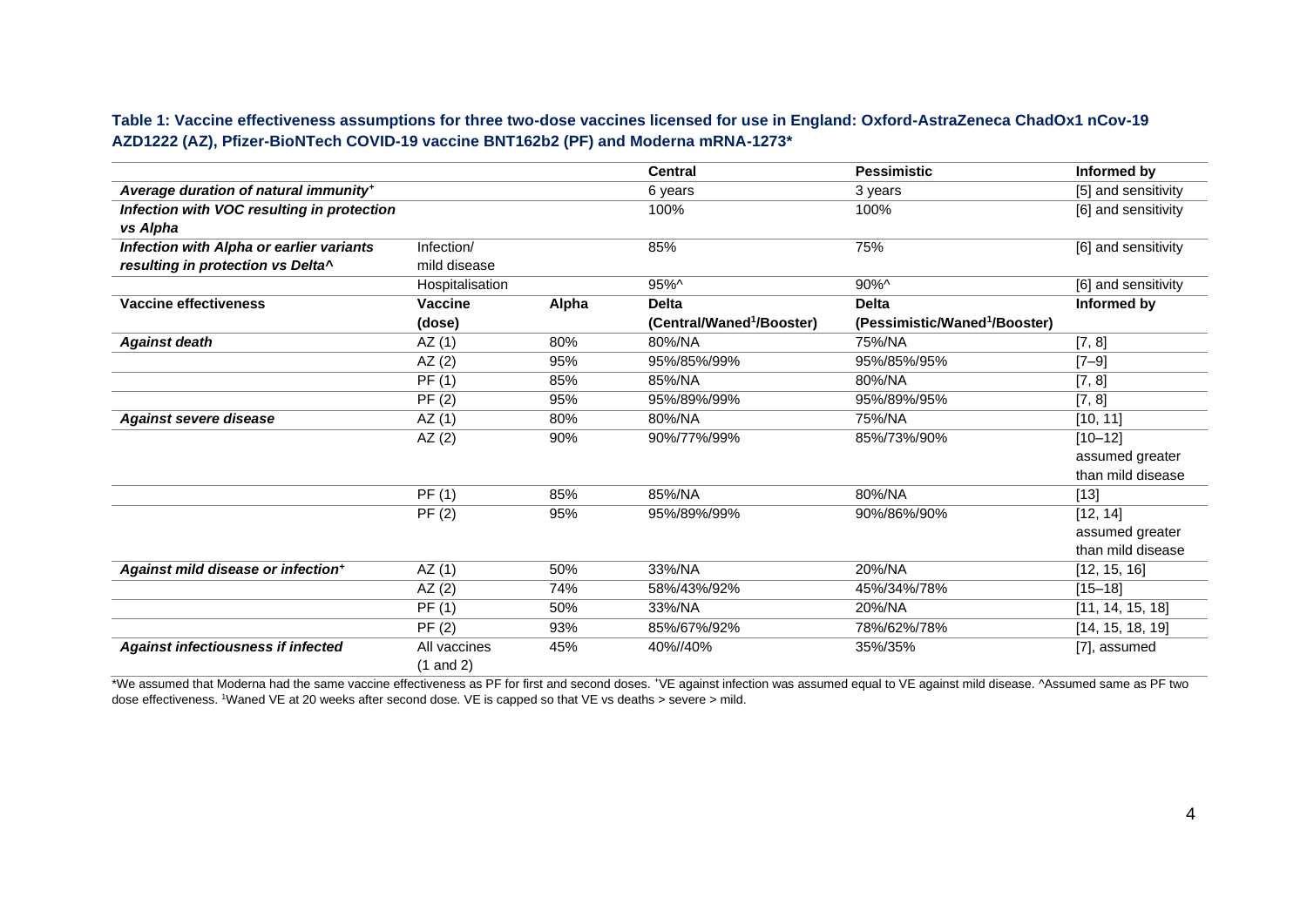**Table 1: Vaccine effectiveness assumptions for three two-dose vaccines licensed for use in England: Oxford-AstraZeneca ChadOx1 nCov-19 AZD1222 (AZ), Pfizer-BioNTech COVID-19 vaccine BNT162b2 (PF) and Moderna mRNA-1273***

| | | | Central | Pessimistic | Informed by |
|---|---|---|---|---|---|
| ***Average duration of natural immunity⁺*** | | | 6 years | 3 years | [5] and sensitivity |
| ***Infection with VOC resulting in protection vs Alpha*** | | | 100% | 100% | [6] and sensitivity |
| ***Infection with Alpha or earlier variants resulting in protection vs Delta^*** | Infection/ mild disease | | 85% | 75% | [6] and sensitivity |
| | Hospitalisation | | 95%^ | 90%^ | [6] and sensitivity |
| **Vaccine effectiveness** | **Vaccine (dose)** | **Alpha** | **Delta (Central/Waned[1]/Booster)** | **Delta (Pessimistic/Waned[1]/Booster)** | **Informed by** |
| ***Against death*** | AZ (1) | 80% | 80%/NA | 75%/NA | [7, 8] |
| | AZ (2) | 95% | 95%/85%/99% | 95%/85%/95% | [7–9] |
| | PF (1) | 85% | 85%/NA | 80%/NA | [7, 8] |
| | PF (2) | 95% | 95%/89%/99% | 95%/89%/95% | [7, 8] |
| ***Against severe disease*** | AZ (1) | 80% | 80%/NA | 75%/NA | [10, 11] |
| | AZ (2) | 90% | 90%/77%/99% | 85%/73%/90% | [10–12] assumed greater than mild disease |
| | PF (1) | 85% | 85%/NA | 80%/NA | [13] |
| | PF (2) | 95% | 95%/89%/99% | 90%/86%/90% | [12, 14] assumed greater than mild disease |
| ***Against mild disease or infection⁺*** | AZ (1) | 50% | 33%/NA | 20%/NA | [12, 15, 16] |
| | AZ (2) | 74% | 58%/43%/92% | 45%/34%/78% | [15–18] |
| | PF (1) | 50% | 33%/NA | 20%/NA | [11, 14, 15, 18] |
| | PF (2) | 93% | 85%/67%/92% | 78%/62%/78% | [14, 15, 18, 19] |
| ***Against infectiousness if infected*** | All vaccines (1 and 2) | 45% | 40%//40% | 35%/35% | [7], assumed |

*We assumed that Moderna had the same vaccine effectiveness as PF for first and second doses. ⁺VE against infection was assumed equal to VE against mild disease. ^Assumed same as PF two dose effectiveness. [1]Waned VE at 20 weeks after second dose. VE is capped so that VE vs deaths > severe > mild.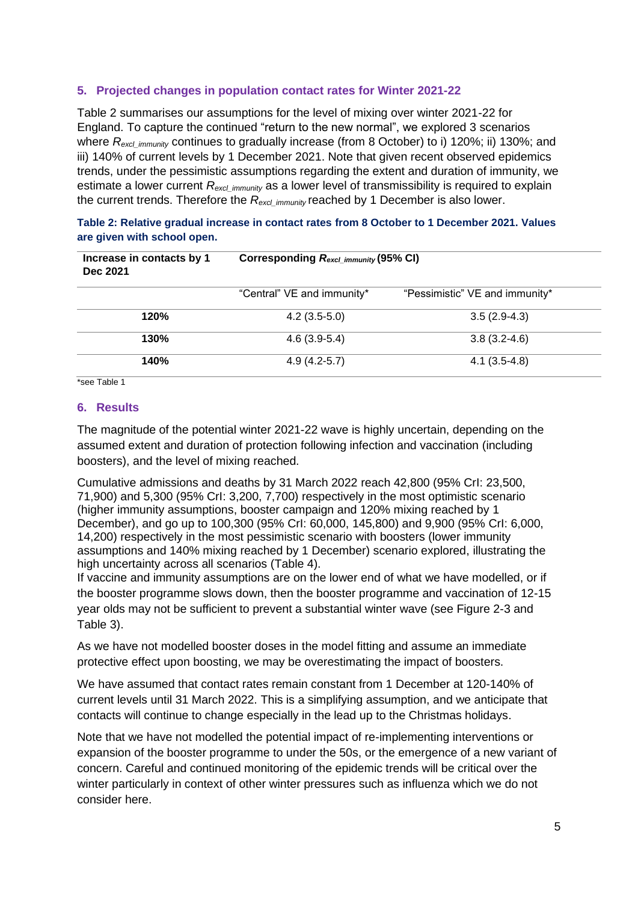## 5. Projected changes in population contact rates for Winter 2021-22

Table 2 summarises our assumptions for the level of mixing over winter 2021-22 for England. To capture the continued "return to the new normal", we explored 3 scenarios where $R_{excl\_immunity}$ continues to gradually increase (from 8 October) to i) 120%; ii) 130%; and iii) 140% of current levels by 1 December 2021. Note that given recent observed epidemics trends, under the pessimistic assumptions regarding the extent and duration of immunity, we estimate a lower current $R_{excl\_immunity}$ as a lower level of transmissibility is required to explain the current trends. Therefore the $R_{excl\_immunity}$ reached by 1 December is also lower.

**Table 2: Relative gradual increase in contact rates from 8 October to 1 December 2021. Values are given with school open.**

| Increase in contacts by 1 Dec 2021 | Corresponding $R_{excl\_immunity}$ (95% CI) | |
|---|---|---|
| | "Central" VE and immunity* | "Pessimistic" VE and immunity* |
| **120%** | 4.2 (3.5-5.0) | 3.5 (2.9-4.3) |
| **130%** | 4.6 (3.9-5.4) | 3.8 (3.2-4.6) |
| **140%** | 4.9 (4.2-5.7) | 4.1 (3.5-4.8) |

*see Table 1

## 6. Results

The magnitude of the potential winter 2021-22 wave is highly uncertain, depending on the assumed extent and duration of protection following infection and vaccination (including boosters), and the level of mixing reached.

Cumulative admissions and deaths by 31 March 2022 reach 42,800 (95% CrI: 23,500, 71,900) and 5,300 (95% CrI: 3,200, 7,700) respectively in the most optimistic scenario (higher immunity assumptions, booster campaign and 120% mixing reached by 1 December), and go up to 100,300 (95% CrI: 60,000, 145,800) and 9,900 (95% CrI: 6,000, 14,200) respectively in the most pessimistic scenario with boosters (lower immunity assumptions and 140% mixing reached by 1 December) scenario explored, illustrating the high uncertainty across all scenarios (Table 4).
If vaccine and immunity assumptions are on the lower end of what we have modelled, or if the booster programme slows down, then the booster programme and vaccination of 12-15 year olds may not be sufficient to prevent a substantial winter wave (see Figure 2-3 and Table 3).

As we have not modelled booster doses in the model fitting and assume an immediate protective effect upon boosting, we may be overestimating the impact of boosters.

We have assumed that contact rates remain constant from 1 December at 120-140% of current levels until 31 March 2022. This is a simplifying assumption, and we anticipate that contacts will continue to change especially in the lead up to the Christmas holidays.

Note that we have not modelled the potential impact of re-implementing interventions or expansion of the booster programme to under the 50s, or the emergence of a new variant of concern. Careful and continued monitoring of the epidemic trends will be critical over the winter particularly in context of other winter pressures such as influenza which we do not consider here.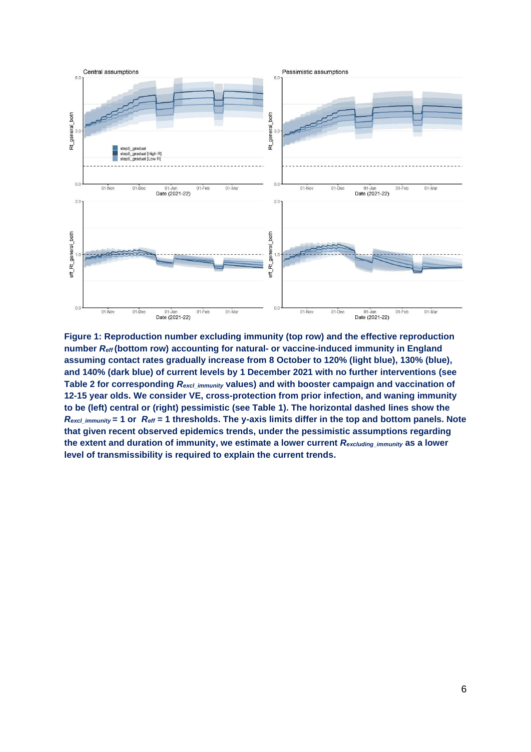**Figure 1: Reproduction number excluding immunity (top row) and the effective reproduction number $R_{eff}$ (bottom row) accounting for natural- or vaccine-induced immunity in England assuming contact rates gradually increase from 8 October to 120% (light blue), 130% (blue), and 140% (dark blue) of current levels by 1 December 2021 with no further interventions (see Table 2 for corresponding $R_{excl\_immunity}$ values) and with booster campaign and vaccination of 12-15 year olds. We consider VE, cross-protection from prior infection, and waning immunity to be (left) central or (right) pessimistic (see Table 1). The horizontal dashed lines show the $R_{excl\_immunity} = 1$ or $R_{eff} = 1$ thresholds. The y-axis limits differ in the top and bottom panels. Note that given recent observed epidemics trends, under the pessimistic assumptions regarding the extent and duration of immunity, we estimate a lower current $R_{excluding\_immunity}$ as a lower level of transmissibility is required to explain the current trends.**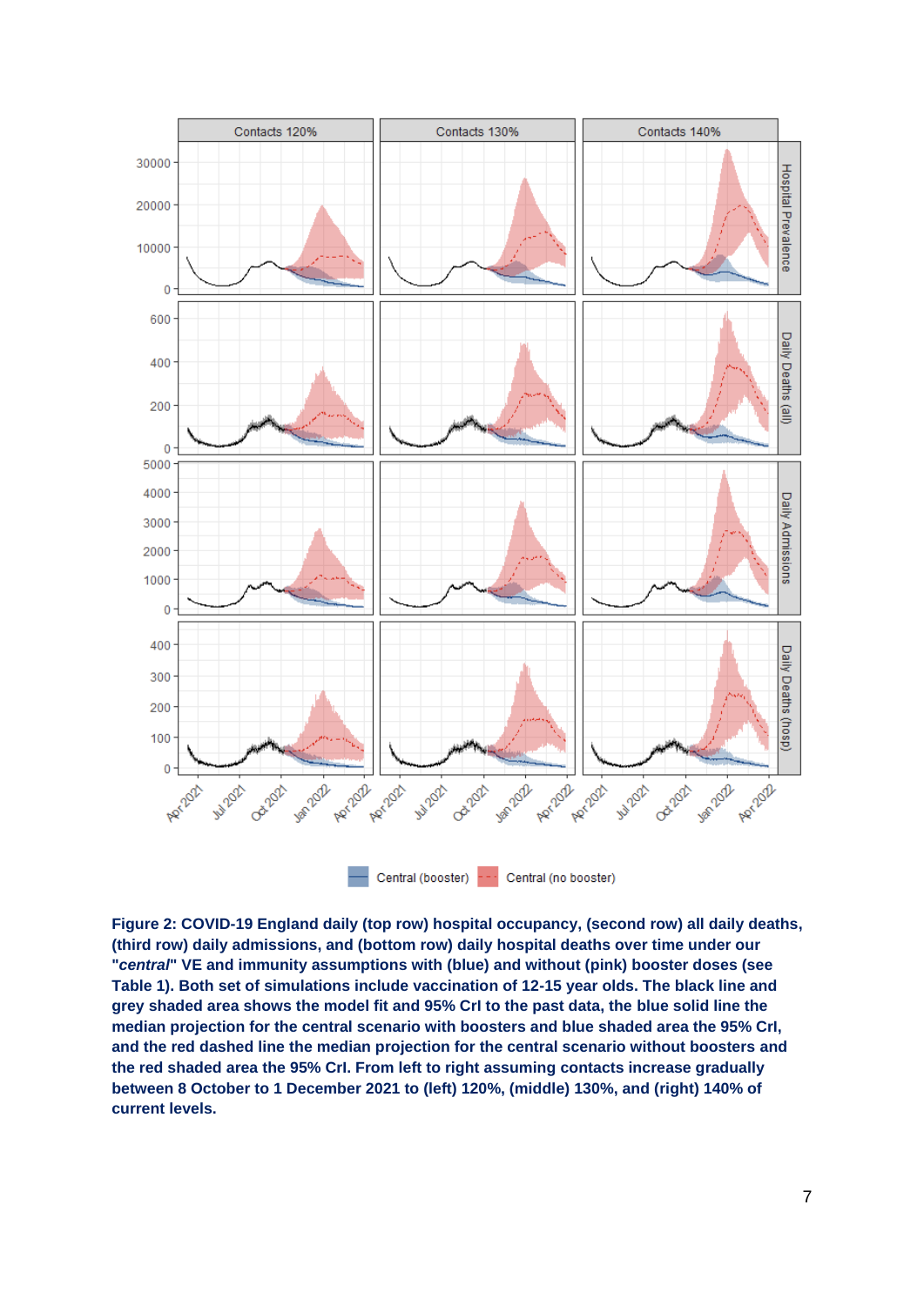**Figure 2: COVID-19 England daily (top row) hospital occupancy, (second row) all daily deaths, (third row) daily admissions, and (bottom row) daily hospital deaths over time under our "*central*" VE and immunity assumptions with (blue) and without (pink) booster doses (see Table 1). Both set of simulations include vaccination of 12-15 year olds. The black line and grey shaded area shows the model fit and 95% CrI to the past data, the blue solid line the median projection for the central scenario with boosters and blue shaded area the 95% CrI, and the red dashed line the median projection for the central scenario without boosters and the red shaded area the 95% CrI. From left to right assuming contacts increase gradually between 8 October to 1 December 2021 to (left) 120%, (middle) 130%, and (right) 140% of current levels.**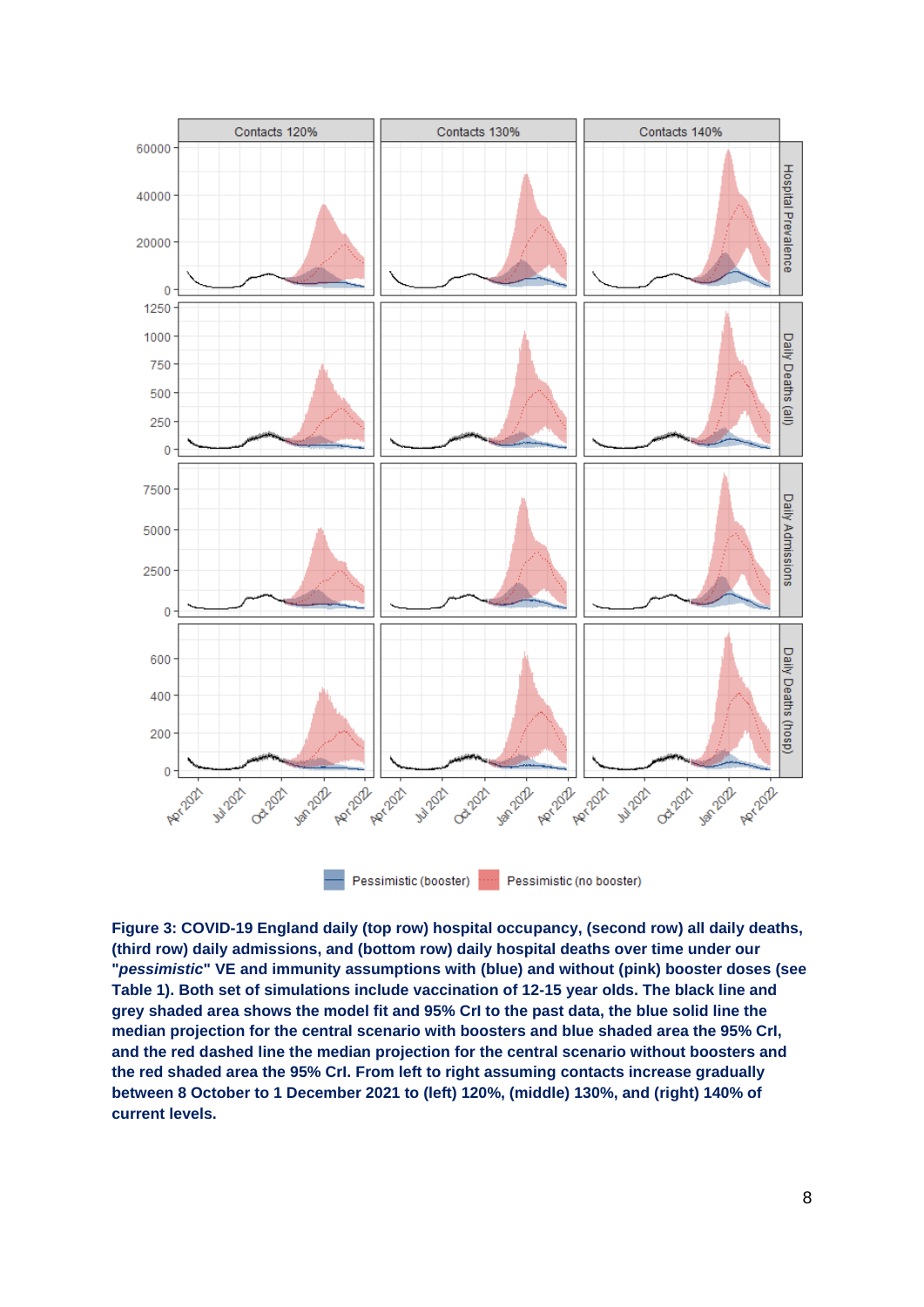**Figure 3: COVID-19 England daily (top row) hospital occupancy, (second row) all daily deaths, (third row) daily admissions, and (bottom row) daily hospital deaths over time under our "*pessimistic*" VE and immunity assumptions with (blue) and without (pink) booster doses (see Table 1). Both set of simulations include vaccination of 12-15 year olds. The black line and grey shaded area shows the model fit and 95% CrI to the past data, the blue solid line the median projection for the central scenario with boosters and blue shaded area the 95% CrI, and the red dashed line the median projection for the central scenario without boosters and the red shaded area the 95% CrI. From left to right assuming contacts increase gradually between 8 October to 1 December 2021 to (left) 120%, (middle) 130%, and (right) 140% of current levels.**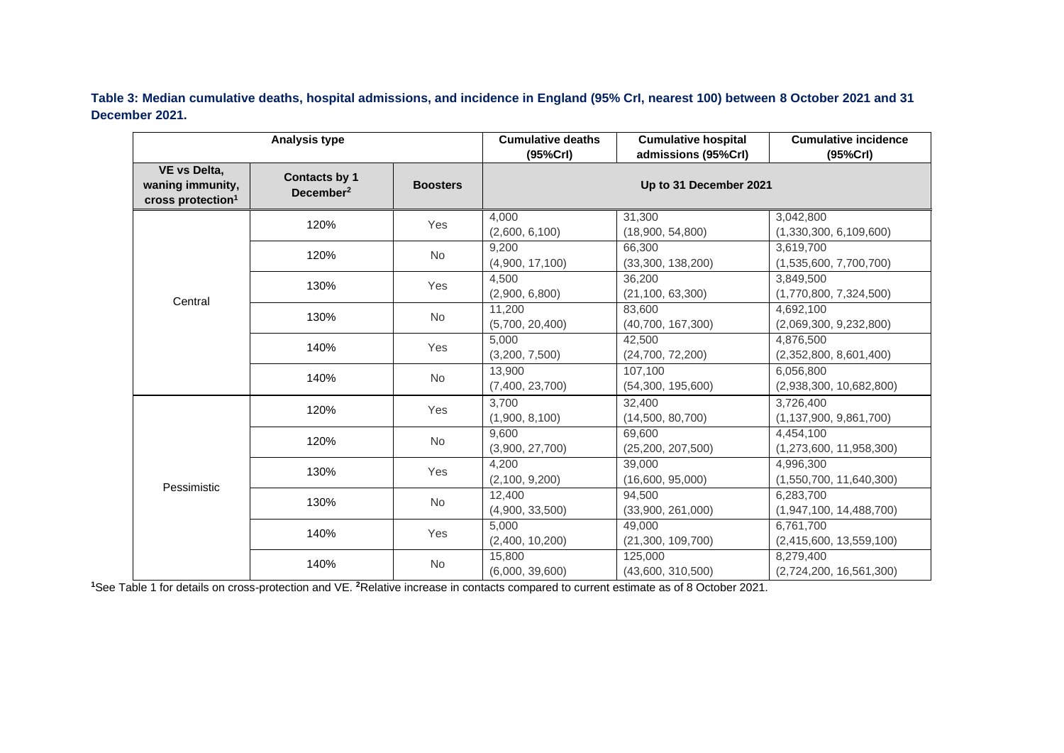**Table 3: Median cumulative deaths, hospital admissions, and incidence in England (95% CrI, nearest 100) between 8 October 2021 and 31 December 2021.**

| Analysis type | | | Cumulative deaths (95%CrI) | Cumulative hospital admissions (95%CrI) | Cumulative incidence (95%CrI) |
|---|---|---|---|---|---|
| VE vs Delta, waning immunity, cross protection[1] | Contacts by 1 December[2] | Boosters | Up to 31 December 2021 | | |
| Central | 120% | Yes | 4,000 (2,600, 6,100) | 31,300 (18,900, 54,800) | 3,042,800 (1,330,300, 6,109,600) |
| | 120% | No | 9,200 (4,900, 17,100) | 66,300 (33,300, 138,200) | 3,619,700 (1,535,600, 7,700,700) |
| | 130% | Yes | 4,500 (2,900, 6,800) | 36,200 (21,100, 63,300) | 3,849,500 (1,770,800, 7,324,500) |
| | 130% | No | 11,200 (5,700, 20,400) | 83,600 (40,700, 167,300) | 4,692,100 (2,069,300, 9,232,800) |
| | 140% | Yes | 5,000 (3,200, 7,500) | 42,500 (24,700, 72,200) | 4,876,500 (2,352,800, 8,601,400) |
| | 140% | No | 13,900 (7,400, 23,700) | 107,100 (54,300, 195,600) | 6,056,800 (2,938,300, 10,682,800) |
| Pessimistic | 120% | Yes | 3,700 (1,900, 8,100) | 32,400 (14,500, 80,700) | 3,726,400 (1,137,900, 9,861,700) |
| | 120% | No | 9,600 (3,900, 27,700) | 69,600 (25,200, 207,500) | 4,454,100 (1,273,600, 11,958,300) |
| | 130% | Yes | 4,200 (2,100, 9,200) | 39,000 (16,600, 95,000) | 4,996,300 (1,550,700, 11,640,300) |
| | 130% | No | 12,400 (4,900, 33,500) | 94,500 (33,900, 261,000) | 6,283,700 (1,947,100, 14,488,700) |
| | 140% | Yes | 5,000 (2,400, 10,200) | 49,000 (21,300, 109,700) | 6,761,700 (2,415,600, 13,559,100) |
| | 140% | No | 15,800 (6,000, 39,600) | 125,000 (43,600, 310,500) | 8,279,400 (2,724,200, 16,561,300) |

[1]See Table 1 for details on cross-protection and VE. [2]Relative increase in contacts compared to current estimate as of 8 October 2021.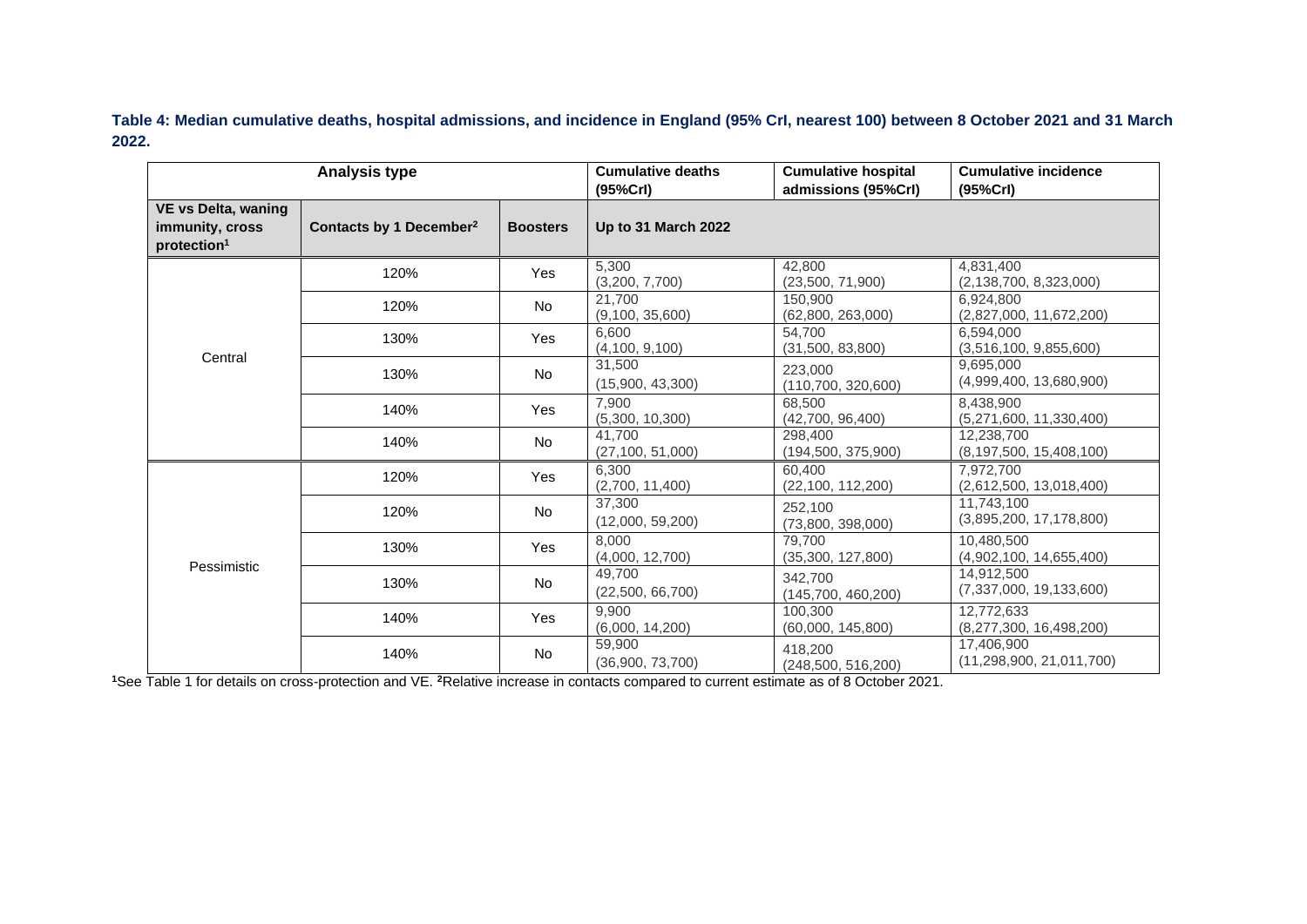**Table 4: Median cumulative deaths, hospital admissions, and incidence in England (95% CrI, nearest 100) between 8 October 2021 and 31 March 2022.**

| Analysis type | | | Cumulative deaths (95%CrI) | Cumulative hospital admissions (95%CrI) | Cumulative incidence (95%CrI) |
|---|---|---|---|---|---|
| **VE vs Delta, waning immunity, cross protection[1]** | **Contacts by 1 December[2]** | **Boosters** | **Up to 31 March 2022** | | |
| Central | 120% | Yes | 5,300 (3,200, 7,700) | 42,800 (23,500, 71,900) | 4,831,400 (2,138,700, 8,323,000) |
| | 120% | No | 21,700 (9,100, 35,600) | 150,900 (62,800, 263,000) | 6,924,800 (2,827,000, 11,672,200) |
| | 130% | Yes | 6,600 (4,100, 9,100) | 54,700 (31,500, 83,800) | 6,594,000 (3,516,100, 9,855,600) |
| | 130% | No | 31,500 (15,900, 43,300) | 223,000 (110,700, 320,600) | 9,695,000 (4,999,400, 13,680,900) |
| | 140% | Yes | 7,900 (5,300, 10,300) | 68,500 (42,700, 96,400) | 8,438,900 (5,271,600, 11,330,400) |
| | 140% | No | 41,700 (27,100, 51,000) | 298,400 (194,500, 375,900) | 12,238,700 (8,197,500, 15,408,100) |
| Pessimistic | 120% | Yes | 6,300 (2,700, 11,400) | 60,400 (22,100, 112,200) | 7,972,700 (2,612,500, 13,018,400) |
| | 120% | No | 37,300 (12,000, 59,200) | 252,100 (73,800, 398,000) | 11,743,100 (3,895,200, 17,178,800) |
| | 130% | Yes | 8,000 (4,000, 12,700) | 79,700 (35,300, 127,800) | 10,480,500 (4,902,100, 14,655,400) |
| | 130% | No | 49,700 (22,500, 66,700) | 342,700 (145,700, 460,200) | 14,912,500 (7,337,000, 19,133,600) |
| | 140% | Yes | 9,900 (6,000, 14,200) | 100,300 (60,000, 145,800) | 12,772,633 (8,277,300, 16,498,200) |
| | 140% | No | 59,900 (36,900, 73,700) | 418,200 (248,500, 516,200) | 17,406,900 (11,298,900, 21,011,700) |

[1]See Table 1 for details on cross-protection and VE. [2]Relative increase in contacts compared to current estimate as of 8 October 2021.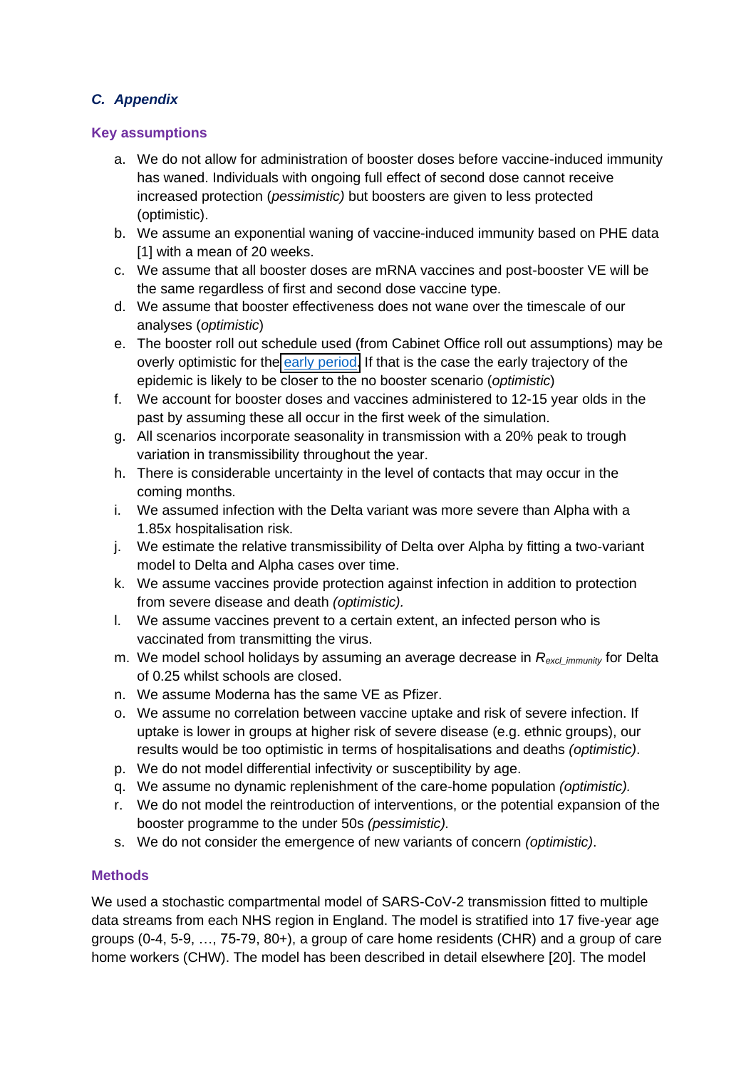## *C. Appendix*

### Key assumptions

a. We do not allow for administration of booster doses before vaccine-induced immunity has waned. Individuals with ongoing full effect of second dose cannot receive increased protection (*pessimistic)* but boosters are given to less protected (optimistic).
b. We assume an exponential waning of vaccine-induced immunity based on PHE data [1] with a mean of 20 weeks.
c. We assume that all booster doses are mRNA vaccines and post-booster VE will be the same regardless of first and second dose vaccine type.
d. We assume that booster effectiveness does not wane over the timescale of our analyses (*optimistic*)
e. The booster roll out schedule used (from Cabinet Office roll out assumptions) may be overly optimistic for the early period. If that is the case the early trajectory of the epidemic is likely to be closer to the no booster scenario (*optimistic*)
f. We account for booster doses and vaccines administered to 12-15 year olds in the past by assuming these all occur in the first week of the simulation.
g. All scenarios incorporate seasonality in transmission with a 20% peak to trough variation in transmissibility throughout the year.
h. There is considerable uncertainty in the level of contacts that may occur in the coming months.
i. We assumed infection with the Delta variant was more severe than Alpha with a 1.85x hospitalisation risk.
j. We estimate the relative transmissibility of Delta over Alpha by fitting a two-variant model to Delta and Alpha cases over time.
k. We assume vaccines provide protection against infection in addition to protection from severe disease and death *(optimistic).*
l. We assume vaccines prevent to a certain extent, an infected person who is vaccinated from transmitting the virus.
m. We model school holidays by assuming an average decrease in $R_{excl\_immunity}$ for Delta of 0.25 whilst schools are closed.
n. We assume Moderna has the same VE as Pfizer.
o. We assume no correlation between vaccine uptake and risk of severe infection. If uptake is lower in groups at higher risk of severe disease (e.g. ethnic groups), our results would be too optimistic in terms of hospitalisations and deaths *(optimistic)*.
p. We do not model differential infectivity or susceptibility by age.
q. We assume no dynamic replenishment of the care-home population *(optimistic).*
r. We do not model the reintroduction of interventions, or the potential expansion of the booster programme to the under 50s *(pessimistic).*
s. We do not consider the emergence of new variants of concern *(optimistic)*.

### Methods

We used a stochastic compartmental model of SARS-CoV-2 transmission fitted to multiple data streams from each NHS region in England. The model is stratified into 17 five-year age groups (0-4, 5-9, …, 75-79, 80+), a group of care home residents (CHR) and a group of care home workers (CHW). The model has been described in detail elsewhere [20]. The model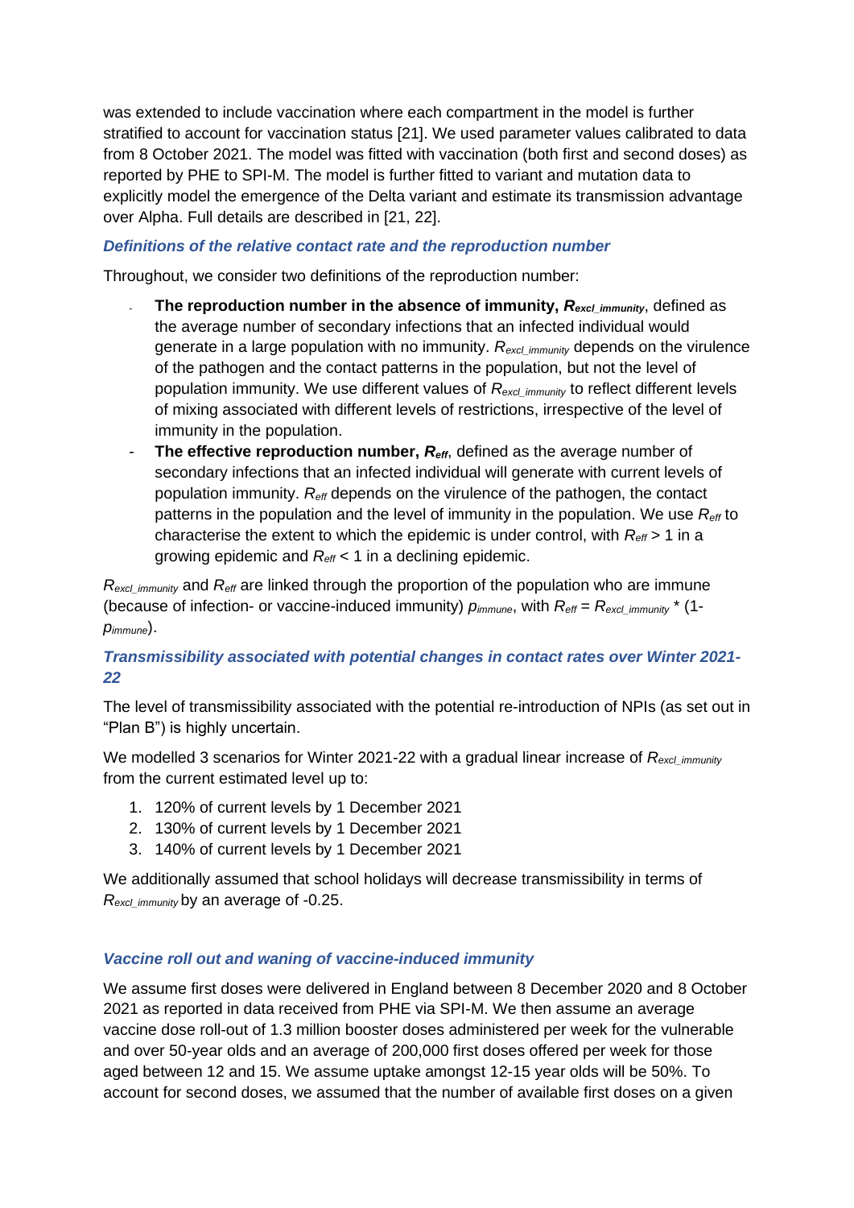was extended to include vaccination where each compartment in the model is further stratified to account for vaccination status [21]. We used parameter values calibrated to data from 8 October 2021. The model was fitted with vaccination (both first and second doses) as reported by PHE to SPI-M. The model is further fitted to variant and mutation data to explicitly model the emergence of the Delta variant and estimate its transmission advantage over Alpha. Full details are described in [21, 22].

### *Definitions of the relative contact rate and the reproduction number*

Throughout, we consider two definitions of the reproduction number:

- **The reproduction number in the absence of immunity, $R_{excl\_immunity}$**, defined as the average number of secondary infections that an infected individual would generate in a large population with no immunity. $R_{excl\_immunity}$ depends on the virulence of the pathogen and the contact patterns in the population, but not the level of population immunity. We use different values of $R_{excl\_immunity}$ to reflect different levels of mixing associated with different levels of restrictions, irrespective of the level of immunity in the population.
- **The effective reproduction number, $R_{eff}$**, defined as the average number of secondary infections that an infected individual will generate with current levels of population immunity. $R_{eff}$ depends on the virulence of the pathogen, the contact patterns in the population and the level of immunity in the population. We use $R_{eff}$ to characterise the extent to which the epidemic is under control, with $R_{eff} > 1$ in a growing epidemic and $R_{eff} < 1$ in a declining epidemic.

$R_{excl\_immunity}$ and $R_{eff}$ are linked through the proportion of the population who are immune (because of infection- or vaccine-induced immunity) $p_{immune}$, with $R_{eff} = R_{excl\_immunity} * (1-p_{immune})$.

### *Transmissibility associated with potential changes in contact rates over Winter 2021-22*

The level of transmissibility associated with the potential re-introduction of NPIs (as set out in "Plan B") is highly uncertain.

We modelled 3 scenarios for Winter 2021-22 with a gradual linear increase of $R_{excl\_immunity}$ from the current estimated level up to:

1. 120% of current levels by 1 December 2021
2. 130% of current levels by 1 December 2021
3. 140% of current levels by 1 December 2021

We additionally assumed that school holidays will decrease transmissibility in terms of $R_{excl\_immunity}$ by an average of -0.25.

### *Vaccine roll out and waning of vaccine-induced immunity*

We assume first doses were delivered in England between 8 December 2020 and 8 October 2021 as reported in data received from PHE via SPI-M. We then assume an average vaccine dose roll-out of 1.3 million booster doses administered per week for the vulnerable and over 50-year olds and an average of 200,000 first doses offered per week for those aged between 12 and 15. We assume uptake amongst 12-15 year olds will be 50%. To account for second doses, we assumed that the number of available first doses on a given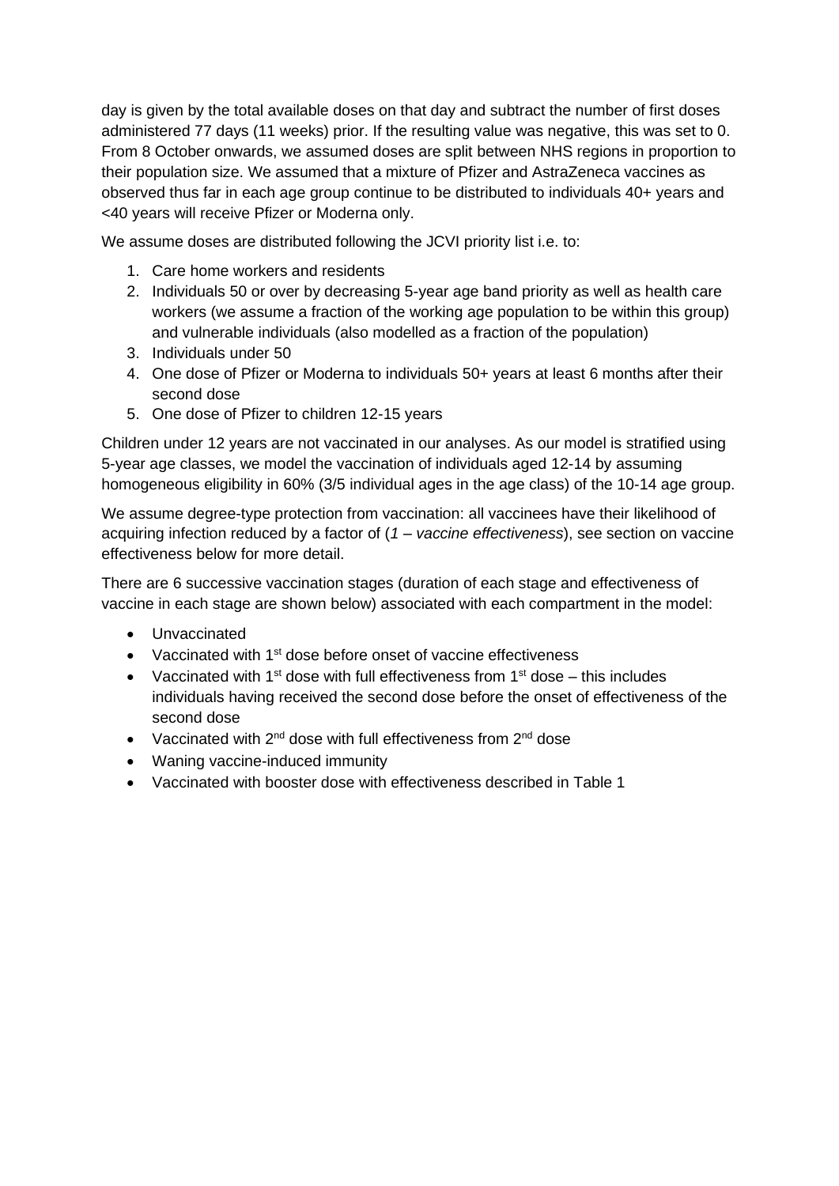day is given by the total available doses on that day and subtract the number of first doses administered 77 days (11 weeks) prior. If the resulting value was negative, this was set to 0. From 8 October onwards, we assumed doses are split between NHS regions in proportion to their population size. We assumed that a mixture of Pfizer and AstraZeneca vaccines as observed thus far in each age group continue to be distributed to individuals 40+ years and <40 years will receive Pfizer or Moderna only.

We assume doses are distributed following the JCVI priority list i.e. to:

1. Care home workers and residents
2. Individuals 50 or over by decreasing 5-year age band priority as well as health care workers (we assume a fraction of the working age population to be within this group) and vulnerable individuals (also modelled as a fraction of the population)
3. Individuals under 50
4. One dose of Pfizer or Moderna to individuals 50+ years at least 6 months after their second dose
5. One dose of Pfizer to children 12-15 years

Children under 12 years are not vaccinated in our analyses. As our model is stratified using 5-year age classes, we model the vaccination of individuals aged 12-14 by assuming homogeneous eligibility in 60% (3/5 individual ages in the age class) of the 10-14 age group.

We assume degree-type protection from vaccination: all vaccinees have their likelihood of acquiring infection reduced by a factor of (*1 – vaccine effectiveness*), see section on vaccine effectiveness below for more detail.

There are 6 successive vaccination stages (duration of each stage and effectiveness of vaccine in each stage are shown below) associated with each compartment in the model:

- Unvaccinated
- Vaccinated with 1st dose before onset of vaccine effectiveness
- Vaccinated with 1st dose with full effectiveness from 1st dose – this includes individuals having received the second dose before the onset of effectiveness of the second dose
- Vaccinated with 2nd dose with full effectiveness from 2nd dose
- Waning vaccine-induced immunity
- Vaccinated with booster dose with effectiveness described in Table 1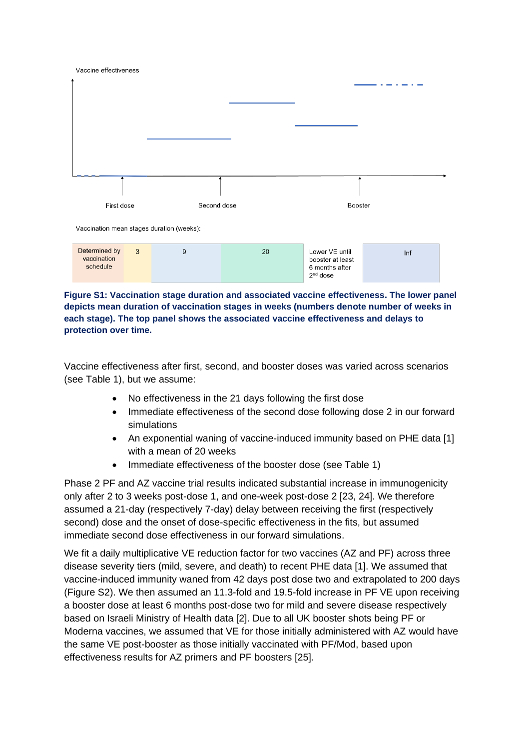Vaccine effectiveness

First dose | Second dose | Booster

Vaccination mean stages duration (weeks):

| Determined by vaccination schedule | 3 | 9 | 20 | Lower VE until booster at least 6 months after 2nd dose | Inf |
|---|---|---|---|---|---|

**Figure S1: Vaccination stage duration and associated vaccine effectiveness. The lower panel depicts mean duration of vaccination stages in weeks (numbers denote number of weeks in each stage). The top panel shows the associated vaccine effectiveness and delays to protection over time.**

Vaccine effectiveness after first, second, and booster doses was varied across scenarios (see Table 1), but we assume:

- No effectiveness in the 21 days following the first dose
- Immediate effectiveness of the second dose following dose 2 in our forward simulations
- An exponential waning of vaccine-induced immunity based on PHE data [1] with a mean of 20 weeks
- Immediate effectiveness of the booster dose (see Table 1)

Phase 2 PF and AZ vaccine trial results indicated substantial increase in immunogenicity only after 2 to 3 weeks post-dose 1, and one-week post-dose 2 [23, 24]. We therefore assumed a 21-day (respectively 7-day) delay between receiving the first (respectively second) dose and the onset of dose-specific effectiveness in the fits, but assumed immediate second dose effectiveness in our forward simulations.

We fit a daily multiplicative VE reduction factor for two vaccines (AZ and PF) across three disease severity tiers (mild, severe, and death) to recent PHE data [1]. We assumed that vaccine-induced immunity waned from 42 days post dose two and extrapolated to 200 days (Figure S2). We then assumed an 11.3-fold and 19.5-fold increase in PF VE upon receiving a booster dose at least 6 months post-dose two for mild and severe disease respectively based on Israeli Ministry of Health data [2]. Due to all UK booster shots being PF or Moderna vaccines, we assumed that VE for those initially administered with AZ would have the same VE post-booster as those initially vaccinated with PF/Mod, based upon effectiveness results for AZ primers and PF boosters [25].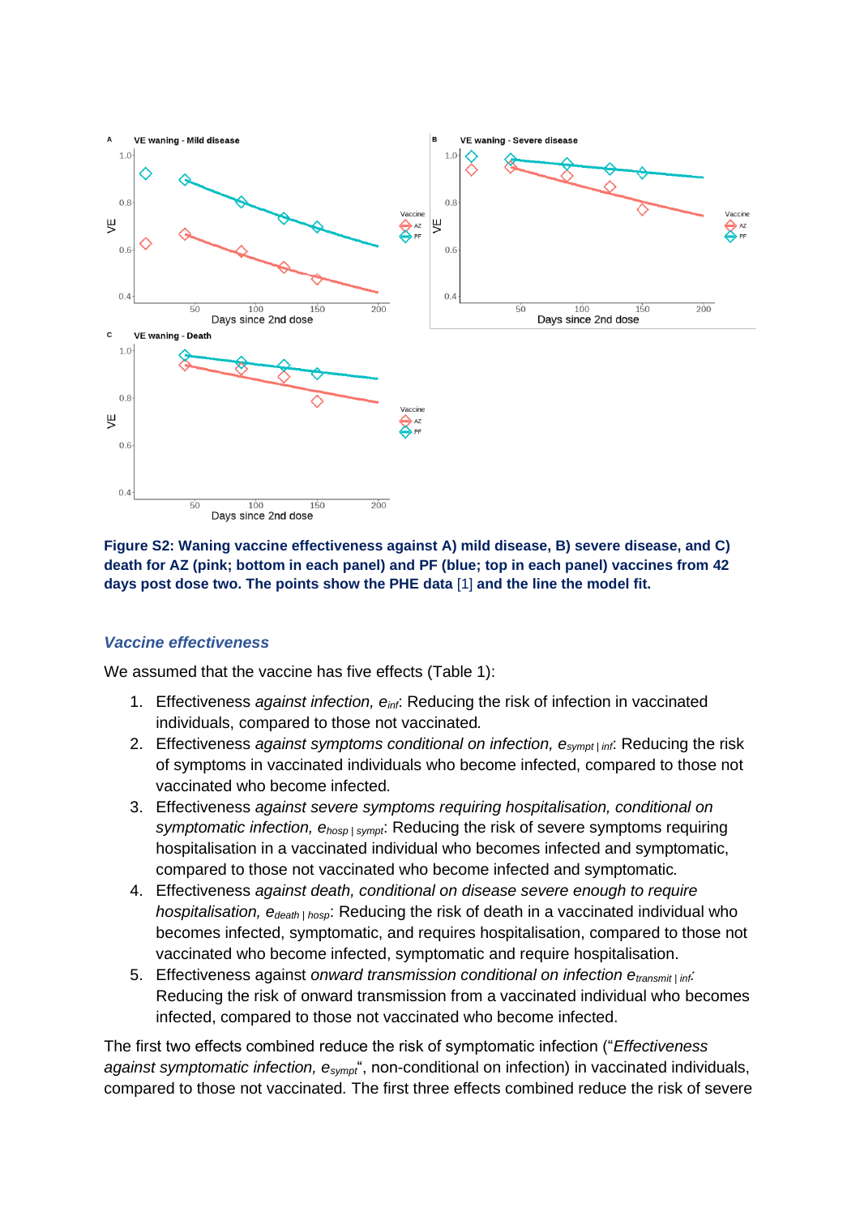**Figure S2: Waning vaccine effectiveness against A) mild disease, B) severe disease, and C) death for AZ (pink; bottom in each panel) and PF (blue; top in each panel) vaccines from 42 days post dose two. The points show the PHE data** [1] **and the line the model fit.**

### *Vaccine effectiveness*

We assumed that the vaccine has five effects (Table 1):

1. Effectiveness *against infection,* $e_{inf}$: Reducing the risk of infection in vaccinated individuals, compared to those not vaccinated.
2. Effectiveness *against symptoms conditional on infection,* $e_{sympt\,|\,inf}$: Reducing the risk of symptoms in vaccinated individuals who become infected, compared to those not vaccinated who become infected.
3. Effectiveness *against severe symptoms requiring hospitalisation, conditional on symptomatic infection,* $e_{hosp\,|\,sympt}$: Reducing the risk of severe symptoms requiring hospitalisation in a vaccinated individual who becomes infected and symptomatic, compared to those not vaccinated who become infected and symptomatic.
4. Effectiveness *against death, conditional on disease severe enough to require hospitalisation,* $e_{death\,|\,hosp}$: Reducing the risk of death in a vaccinated individual who becomes infected, symptomatic, and requires hospitalisation, compared to those not vaccinated who become infected, symptomatic and require hospitalisation.
5. Effectiveness against *onward transmission conditional on infection* $e_{transmit\,|\,inf}$: Reducing the risk of onward transmission from a vaccinated individual who becomes infected, compared to those not vaccinated who become infected.

The first two effects combined reduce the risk of symptomatic infection ("*Effectiveness against symptomatic infection,* $e_{sympt}$", non-conditional on infection) in vaccinated individuals, compared to those not vaccinated. The first three effects combined reduce the risk of severe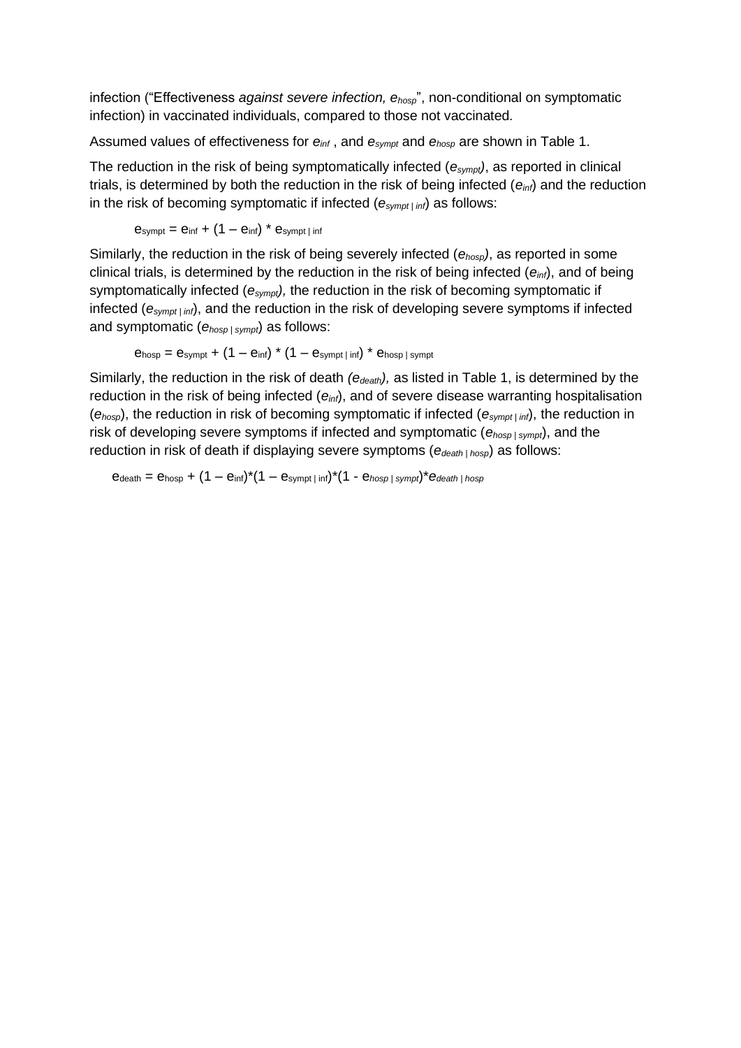infection ("Effectiveness *against severe infection,* $e_{hosp}$", non-conditional on symptomatic infection) in vaccinated individuals, compared to those not vaccinated.

Assumed values of effectiveness for $e_{inf}$ , and $e_{sympt}$ and $e_{hosp}$ are shown in Table 1.

The reduction in the risk of being symptomatically infected ($e_{sympt}$), as reported in clinical trials, is determined by both the reduction in the risk of being infected ($e_{inf}$) and the reduction in the risk of becoming symptomatic if infected ($e_{sympt \mid inf}$) as follows:

$$e_{sympt} = e_{inf} + (1 - e_{inf}) * e_{sympt \mid inf}$$

Similarly, the reduction in the risk of being severely infected ($e_{hosp}$), as reported in some clinical trials, is determined by the reduction in the risk of being infected ($e_{inf}$), and of being symptomatically infected ($e_{sympt}$), the reduction in the risk of becoming symptomatic if infected ($e_{sympt \mid inf}$), and the reduction in the risk of developing severe symptoms if infected and symptomatic ($e_{hosp \mid sympt}$) as follows:

$$e_{hosp} = e_{sympt} + (1 - e_{inf}) * (1 - e_{sympt \mid inf}) * e_{hosp \mid sympt}$$

Similarly, the reduction in the risk of death *($e_{death}$),* as listed in Table 1, is determined by the reduction in the risk of being infected ($e_{inf}$), and of severe disease warranting hospitalisation ($e_{hosp}$), the reduction in risk of becoming symptomatic if infected ($e_{sympt \mid inf}$), the reduction in risk of developing severe symptoms if infected and symptomatic ($e_{hosp \mid sympt}$), and the reduction in risk of death if displaying severe symptoms ($e_{death \mid hosp}$) as follows:

$$e_{death} = e_{hosp} + (1 - e_{inf})*(1 - e_{sympt \mid inf})*(1 - e_{hosp \mid sympt})*e_{death \mid hosp}$$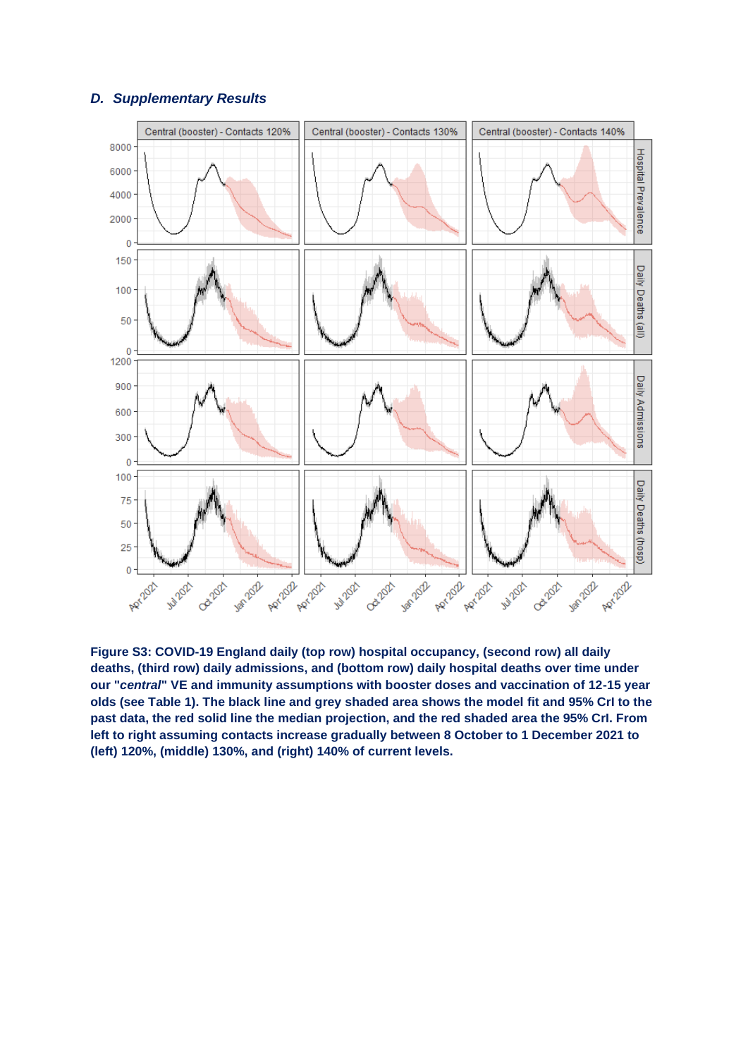### D. Supplementary Results

**Figure S3: COVID-19 England daily (top row) hospital occupancy, (second row) all daily deaths, (third row) daily admissions, and (bottom row) daily hospital deaths over time under our "*central*" VE and immunity assumptions with booster doses and vaccination of 12-15 year olds (see Table 1). The black line and grey shaded area shows the model fit and 95% CrI to the past data, the red solid line the median projection, and the red shaded area the 95% CrI. From left to right assuming contacts increase gradually between 8 October to 1 December 2021 to (left) 120%, (middle) 130%, and (right) 140% of current levels.**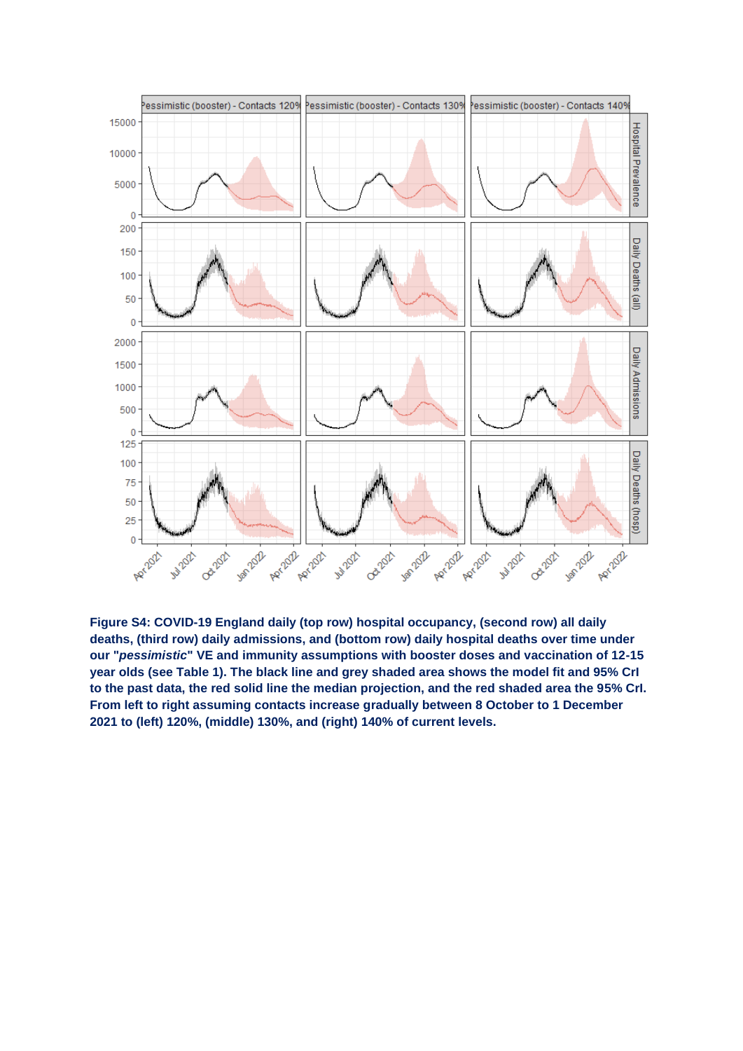**Figure S4: COVID-19 England daily (top row) hospital occupancy, (second row) all daily deaths, (third row) daily admissions, and (bottom row) daily hospital deaths over time under our "*pessimistic*" VE and immunity assumptions with booster doses and vaccination of 12-15 year olds (see Table 1). The black line and grey shaded area shows the model fit and 95% CrI to the past data, the red solid line the median projection, and the red shaded area the 95% CrI. From left to right assuming contacts increase gradually between 8 October to 1 December 2021 to (left) 120%, (middle) 130%, and (right) 140% of current levels.**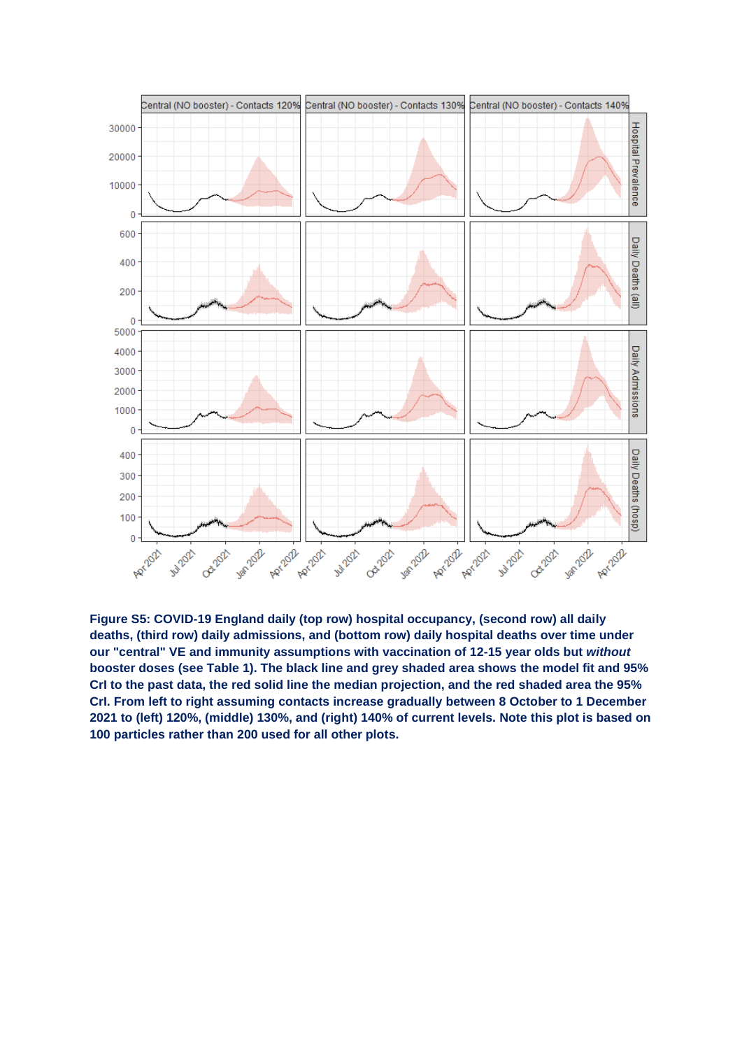**Figure S5: COVID-19 England daily (top row) hospital occupancy, (second row) all daily deaths, (third row) daily admissions, and (bottom row) daily hospital deaths over time under our "central" VE and immunity assumptions with vaccination of 12-15 year olds but *without* booster doses (see Table 1). The black line and grey shaded area shows the model fit and 95% CrI to the past data, the red solid line the median projection, and the red shaded area the 95% CrI. From left to right assuming contacts increase gradually between 8 October to 1 December 2021 to (left) 120%, (middle) 130%, and (right) 140% of current levels. Note this plot is based on 100 particles rather than 200 used for all other plots.**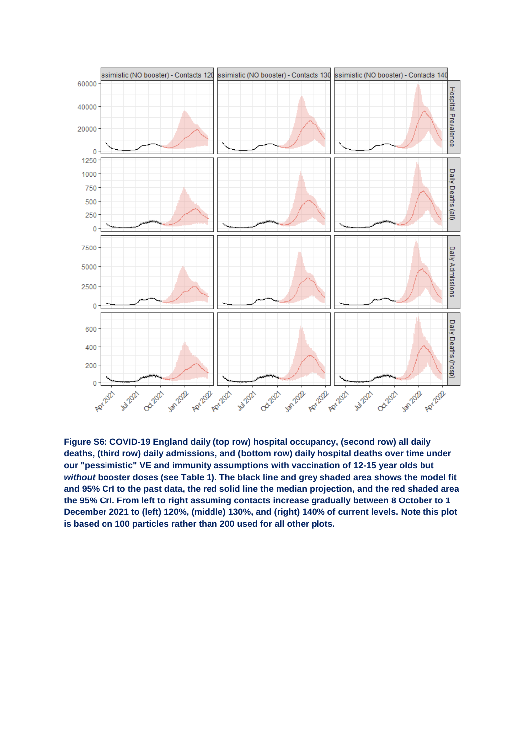**Figure S6: COVID-19 England daily (top row) hospital occupancy, (second row) all daily deaths, (third row) daily admissions, and (bottom row) daily hospital deaths over time under our "pessimistic" VE and immunity assumptions with vaccination of 12-15 year olds but *without* booster doses (see Table 1). The black line and grey shaded area shows the model fit and 95% CrI to the past data, the red solid line the median projection, and the red shaded area the 95% CrI. From left to right assuming contacts increase gradually between 8 October to 1 December 2021 to (left) 120%, (middle) 130%, and (right) 140% of current levels. Note this plot is based on 100 particles rather than 200 used for all other plots.**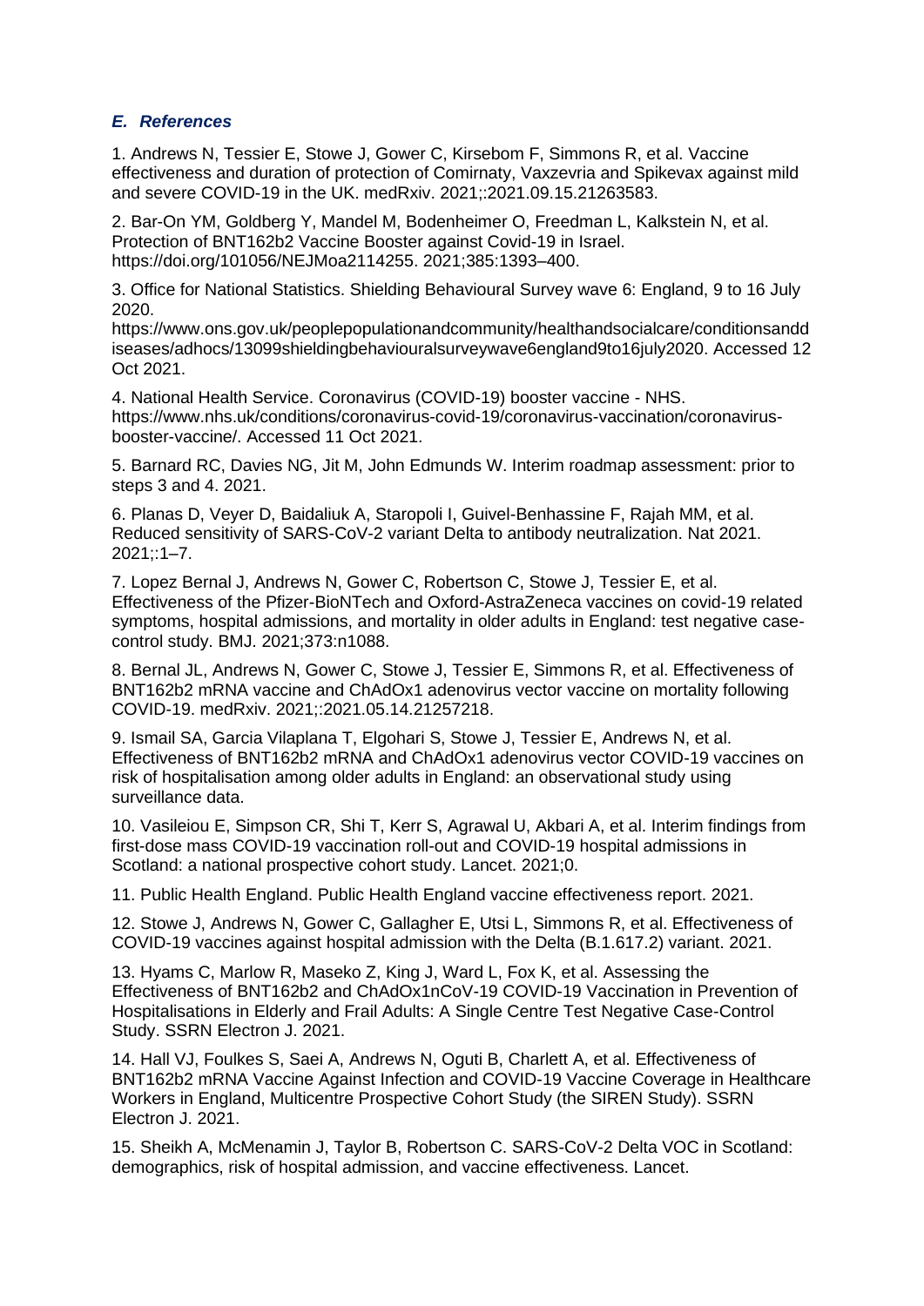### *E. References*

1. Andrews N, Tessier E, Stowe J, Gower C, Kirsebom F, Simmons R, et al. Vaccine effectiveness and duration of protection of Comirnaty, Vaxzevria and Spikevax against mild and severe COVID-19 in the UK. medRxiv. 2021;:2021.09.15.21263583.

2. Bar-On YM, Goldberg Y, Mandel M, Bodenheimer O, Freedman L, Kalkstein N, et al. Protection of BNT162b2 Vaccine Booster against Covid-19 in Israel. https://doi.org/101056/NEJMoa2114255. 2021;385:1393–400.

3. Office for National Statistics. Shielding Behavioural Survey wave 6: England, 9 to 16 July 2020. https://www.ons.gov.uk/peoplepopulationandcommunity/healthandsocialcare/conditionsanddiseases/adhocs/13099shieldingbehaviouralsurveywave6england9to16july2020. Accessed 12 Oct 2021.

4. National Health Service. Coronavirus (COVID-19) booster vaccine - NHS. https://www.nhs.uk/conditions/coronavirus-covid-19/coronavirus-vaccination/coronavirus-booster-vaccine/. Accessed 11 Oct 2021.

5. Barnard RC, Davies NG, Jit M, John Edmunds W. Interim roadmap assessment: prior to steps 3 and 4. 2021.

6. Planas D, Veyer D, Baidaliuk A, Staropoli I, Guivel-Benhassine F, Rajah MM, et al. Reduced sensitivity of SARS-CoV-2 variant Delta to antibody neutralization. Nat 2021. 2021;:1–7.

7. Lopez Bernal J, Andrews N, Gower C, Robertson C, Stowe J, Tessier E, et al. Effectiveness of the Pfizer-BioNTech and Oxford-AstraZeneca vaccines on covid-19 related symptoms, hospital admissions, and mortality in older adults in England: test negative case-control study. BMJ. 2021;373:n1088.

8. Bernal JL, Andrews N, Gower C, Stowe J, Tessier E, Simmons R, et al. Effectiveness of BNT162b2 mRNA vaccine and ChAdOx1 adenovirus vector vaccine on mortality following COVID-19. medRxiv. 2021;:2021.05.14.21257218.

9. Ismail SA, Garcia Vilaplana T, Elgohari S, Stowe J, Tessier E, Andrews N, et al. Effectiveness of BNT162b2 mRNA and ChAdOx1 adenovirus vector COVID-19 vaccines on risk of hospitalisation among older adults in England: an observational study using surveillance data.

10. Vasileiou E, Simpson CR, Shi T, Kerr S, Agrawal U, Akbari A, et al. Interim findings from first-dose mass COVID-19 vaccination roll-out and COVID-19 hospital admissions in Scotland: a national prospective cohort study. Lancet. 2021;0.

11. Public Health England. Public Health England vaccine effectiveness report. 2021.

12. Stowe J, Andrews N, Gower C, Gallagher E, Utsi L, Simmons R, et al. Effectiveness of COVID-19 vaccines against hospital admission with the Delta (B.1.617.2) variant. 2021.

13. Hyams C, Marlow R, Maseko Z, King J, Ward L, Fox K, et al. Assessing the Effectiveness of BNT162b2 and ChAdOx1nCoV-19 COVID-19 Vaccination in Prevention of Hospitalisations in Elderly and Frail Adults: A Single Centre Test Negative Case-Control Study. SSRN Electron J. 2021.

14. Hall VJ, Foulkes S, Saei A, Andrews N, Oguti B, Charlett A, et al. Effectiveness of BNT162b2 mRNA Vaccine Against Infection and COVID-19 Vaccine Coverage in Healthcare Workers in England, Multicentre Prospective Cohort Study (the SIREN Study). SSRN Electron J. 2021.

15. Sheikh A, McMenamin J, Taylor B, Robertson C. SARS-CoV-2 Delta VOC in Scotland: demographics, risk of hospital admission, and vaccine effectiveness. Lancet.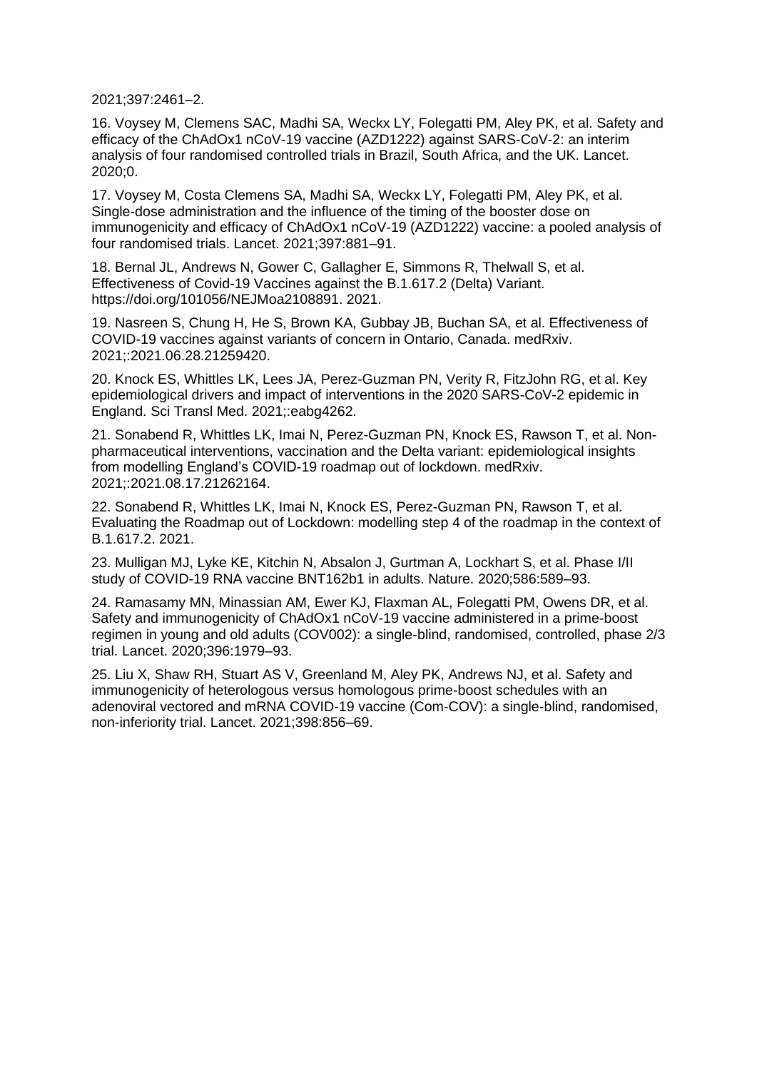2021;397:2461–2.

16. Voysey M, Clemens SAC, Madhi SA, Weckx LY, Folegatti PM, Aley PK, et al. Safety and efficacy of the ChAdOx1 nCoV-19 vaccine (AZD1222) against SARS-CoV-2: an interim analysis of four randomised controlled trials in Brazil, South Africa, and the UK. Lancet. 2020;0.

17. Voysey M, Costa Clemens SA, Madhi SA, Weckx LY, Folegatti PM, Aley PK, et al. Single-dose administration and the influence of the timing of the booster dose on immunogenicity and efficacy of ChAdOx1 nCoV-19 (AZD1222) vaccine: a pooled analysis of four randomised trials. Lancet. 2021;397:881–91.

18. Bernal JL, Andrews N, Gower C, Gallagher E, Simmons R, Thelwall S, et al. Effectiveness of Covid-19 Vaccines against the B.1.617.2 (Delta) Variant. https://doi.org/101056/NEJMoa2108891. 2021.

19. Nasreen S, Chung H, He S, Brown KA, Gubbay JB, Buchan SA, et al. Effectiveness of COVID-19 vaccines against variants of concern in Ontario, Canada. medRxiv. 2021;:2021.06.28.21259420.

20. Knock ES, Whittles LK, Lees JA, Perez-Guzman PN, Verity R, FitzJohn RG, et al. Key epidemiological drivers and impact of interventions in the 2020 SARS-CoV-2 epidemic in England. Sci Transl Med. 2021;:eabg4262.

21. Sonabend R, Whittles LK, Imai N, Perez-Guzman PN, Knock ES, Rawson T, et al. Non-pharmaceutical interventions, vaccination and the Delta variant: epidemiological insights from modelling England's COVID-19 roadmap out of lockdown. medRxiv. 2021;:2021.08.17.21262164.

22. Sonabend R, Whittles LK, Imai N, Knock ES, Perez-Guzman PN, Rawson T, et al. Evaluating the Roadmap out of Lockdown: modelling step 4 of the roadmap in the context of B.1.617.2. 2021.

23. Mulligan MJ, Lyke KE, Kitchin N, Absalon J, Gurtman A, Lockhart S, et al. Phase I/II study of COVID-19 RNA vaccine BNT162b1 in adults. Nature. 2020;586:589–93.

24. Ramasamy MN, Minassian AM, Ewer KJ, Flaxman AL, Folegatti PM, Owens DR, et al. Safety and immunogenicity of ChAdOx1 nCoV-19 vaccine administered in a prime-boost regimen in young and old adults (COV002): a single-blind, randomised, controlled, phase 2/3 trial. Lancet. 2020;396:1979–93.

25. Liu X, Shaw RH, Stuart AS V, Greenland M, Aley PK, Andrews NJ, et al. Safety and immunogenicity of heterologous versus homologous prime-boost schedules with an adenoviral vectored and mRNA COVID-19 vaccine (Com-COV): a single-blind, randomised, non-inferiority trial. Lancet. 2021;398:856–69.